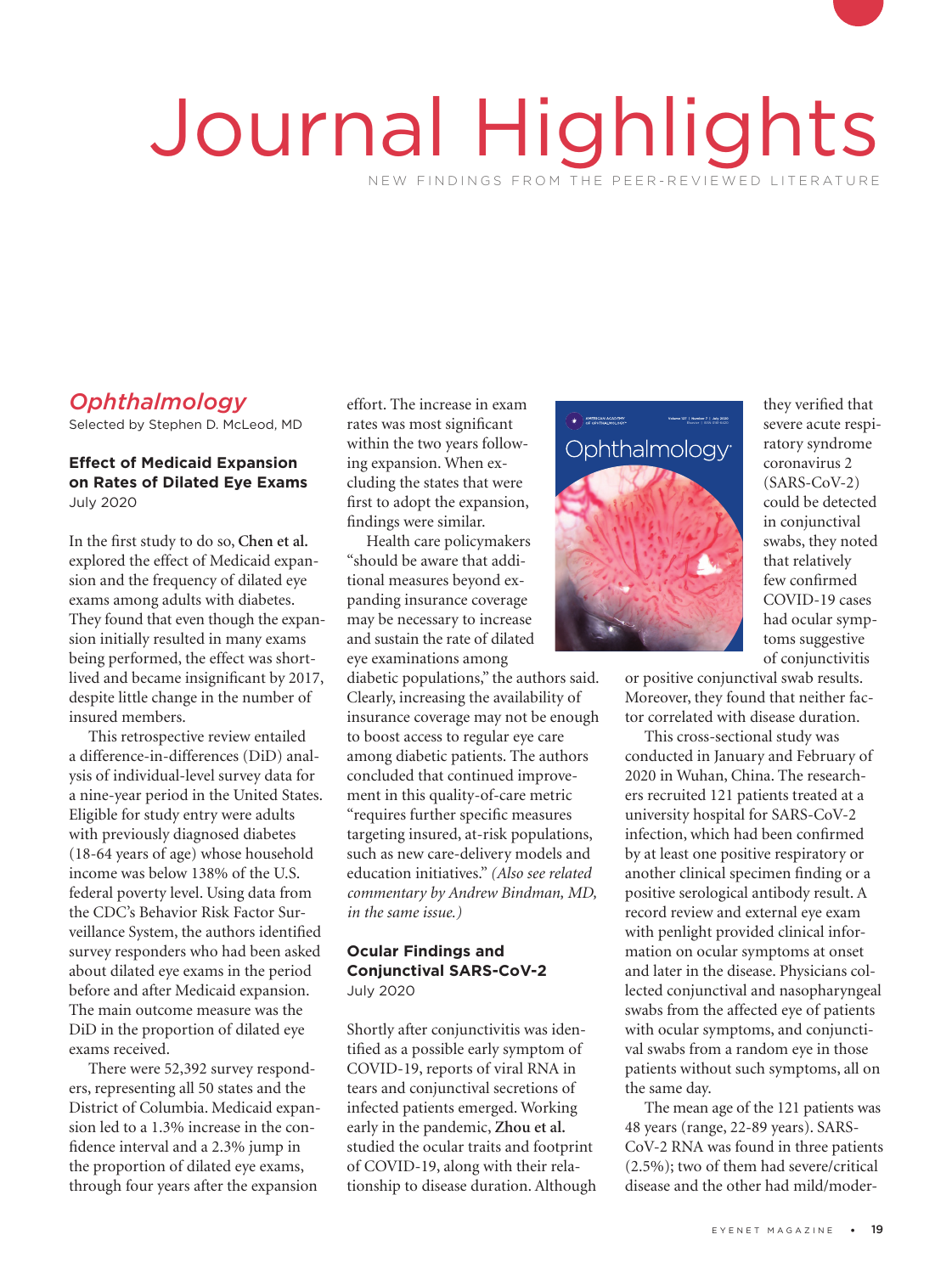# Journal Highlights

NEW FINDINGS FROM THE PEER-REVIEWED LITERATURE

## *Ophthalmology*

Selected by Stephen D. McLeod, MD

### Effect of Medicaid Expansion on Rates of Dilated Eye Exams

July 2020

In the first study to do so, **Chen et al.** explored the effect of Medicaid expansion and the frequency of dilated eye exams among adults with diabetes. They found that even though the expansion initially resulted in many exams being performed, the effect was short-lived and became insignificant by 2017, despite little change in the number of insured members.

This retrospective review entailed a difference-in-differences (DiD) analysis of individual-level survey data for a nine-year period in the United States. Eligible for study entry were adults with previously diagnosed diabetes (18-64 years of age) whose household income was below 138% of the U.S. federal poverty level. Using data from the CDC's Behavior Risk Factor Surveillance System, the authors identified survey responders who had been asked about dilated eye exams in the period before and after Medicaid expansion. The main outcome measure was the DiD in the proportion of dilated eye exams received.

There were 52,392 survey responders, representing all 50 states and the District of Columbia. Medicaid expansion led to a 1.3% increase in the confidence interval and a 2.3% jump in the proportion of dilated eye exams, through four years after the expansion effort. The increase in exam rates was most significant within the two years following expansion. When excluding the states that were first to adopt the expansion, findings were similar.

Health care policymakers "should be aware that additional measures beyond expanding insurance coverage may be necessary to increase and sustain the rate of dilated eye examinations among diabetic populations," the authors said. Clearly, increasing the availability of insurance coverage may not be enough to boost access to regular eye care among diabetic patients. The authors concluded that continued improvement in this quality-of-care metric "requires further specific measures targeting insured, at-risk populations, such as new care-delivery models and education initiatives." *(Also see related commentary by Andrew Bindman, MD, in the same issue.)*

### Ocular Findings and Conjunctival SARS-CoV-2

July 2020

Shortly after conjunctivitis was identified as a possible early symptom of COVID-19, reports of viral RNA in tears and conjunctival secretions of infected patients emerged. Working early in the pandemic, **Zhou et al.** studied the ocular traits and footprint of COVID-19, along with their relationship to disease duration. Although they verified that severe acute respiratory syndrome coronavirus 2 (SARS-CoV-2) could be detected in conjunctival swabs, they noted that relatively few confirmed COVID-19 cases had ocular symptoms suggestive of conjunctivitis or positive conjunctival swab results. Moreover, they found that neither factor correlated with disease duration.

This cross-sectional study was conducted in January and February of 2020 in Wuhan, China. The researchers recruited 121 patients treated at a university hospital for SARS-CoV-2 infection, which had been confirmed by at least one positive respiratory or another clinical specimen finding or a positive serological antibody result. A record review and external eye exam with penlight provided clinical information on ocular symptoms at onset and later in the disease. Physicians collected conjunctival and nasopharyngeal swabs from the affected eye of patients with ocular symptoms, and conjunctival swabs from a random eye in those patients without such symptoms, all on the same day.

The mean age of the 121 patients was 48 years (range, 22-89 years). SARS-CoV-2 RNA was found in three patients (2.5%); two of them had severe/critical disease and the other had mild/moder-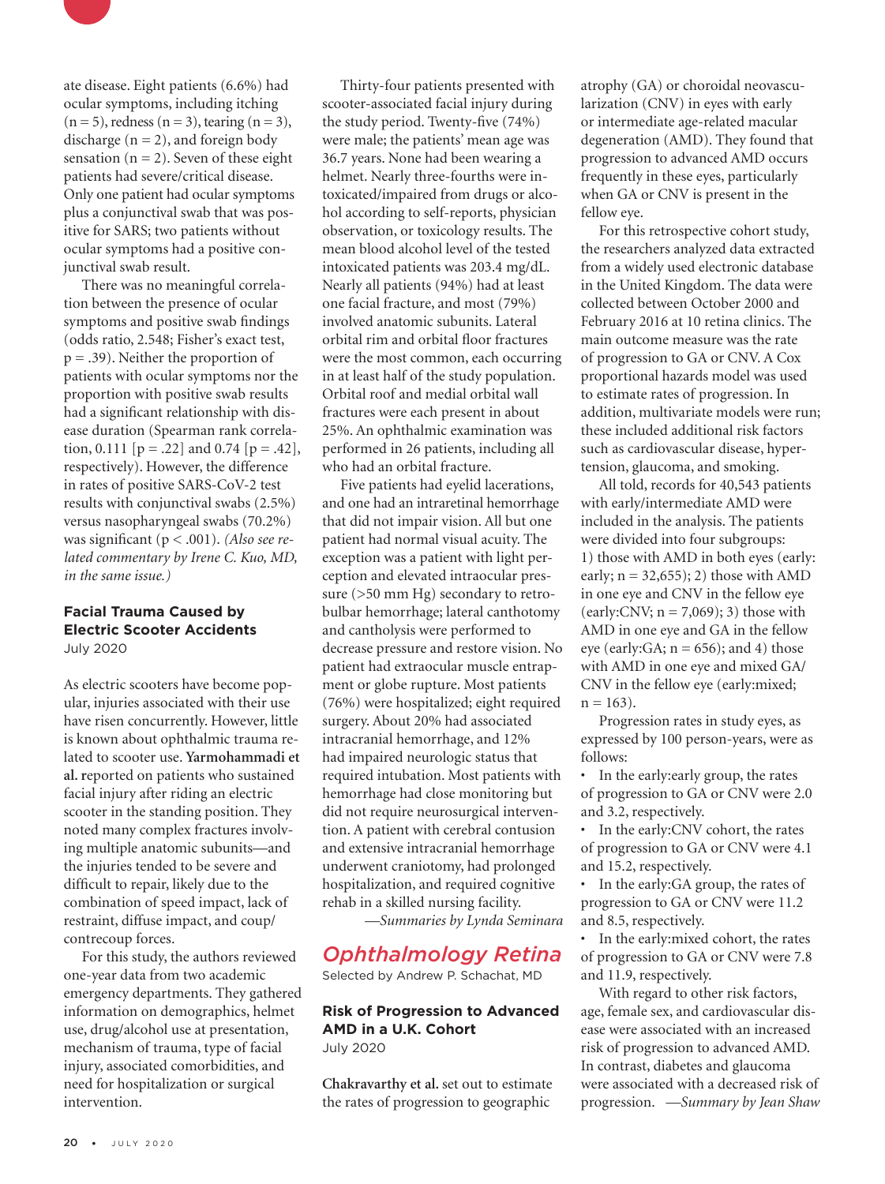ate disease. Eight patients (6.6%) had ocular symptoms, including itching ($n = 5$), redness ($n = 3$), tearing ($n = 3$), discharge ($n = 2$), and foreign body sensation ($n = 2$). Seven of these eight patients had severe/critical disease. Only one patient had ocular symptoms plus a conjunctival swab that was positive for SARS; two patients without ocular symptoms had a positive conjunctival swab result.

There was no meaningful correlation between the presence of ocular symptoms and positive swab findings (odds ratio, 2.548; Fisher's exact test, $p = .39$). Neither the proportion of patients with ocular symptoms nor the proportion with positive swab results had a significant relationship with disease duration (Spearman rank correlation, 0.111 [$p = .22$] and 0.74 [$p = .42$], respectively). However, the difference in rates of positive SARS-CoV-2 test results with conjunctival swabs (2.5%) versus nasopharyngeal swabs (70.2%) was significant ($p < .001$). *(Also see related commentary by Irene C. Kuo, MD, in the same issue.)*

### Facial Trauma Caused by Electric Scooter Accidents

July 2020

As electric scooters have become popular, injuries associated with their use have risen concurrently. However, little is known about ophthalmic trauma related to scooter use. **Yarmohammadi et al.** reported on patients who sustained facial injury after riding an electric scooter in the standing position. They noted many complex fractures involving multiple anatomic subunits—and the injuries tended to be severe and difficult to repair, likely due to the combination of speed impact, lack of restraint, diffuse impact, and coup/contrecoup forces.

For this study, the authors reviewed one-year data from two academic emergency departments. They gathered information on demographics, helmet use, drug/alcohol use at presentation, mechanism of trauma, type of facial injury, associated comorbidities, and need for hospitalization or surgical intervention.

Thirty-four patients presented with scooter-associated facial injury during the study period. Twenty-five (74%) were male; the patients' mean age was 36.7 years. None had been wearing a helmet. Nearly three-fourths were intoxicated/impaired from drugs or alcohol according to self-reports, physician observation, or toxicology results. The mean blood alcohol level of the tested intoxicated patients was 203.4 mg/dL. Nearly all patients (94%) had at least one facial fracture, and most (79%) involved anatomic subunits. Lateral orbital rim and orbital floor fractures were the most common, each occurring in at least half of the study population. Orbital roof and medial orbital wall fractures were each present in about 25%. An ophthalmic examination was performed in 26 patients, including all who had an orbital fracture.

Five patients had eyelid lacerations, and one had an intraretinal hemorrhage that did not impair vision. All but one patient had normal visual acuity. The exception was a patient with light perception and elevated intraocular pressure (>50 mm Hg) secondary to retrobulbar hemorrhage; lateral canthotomy and cantholysis were performed to decrease pressure and restore vision. No patient had extraocular muscle entrapment or globe rupture. Most patients (76%) were hospitalized; eight required surgery. About 20% had associated intracranial hemorrhage, and 12% had impaired neurologic status that required intubation. Most patients with hemorrhage had close monitoring but did not require neurosurgical intervention. A patient with cerebral contusion and extensive intracranial hemorrhage underwent craniotomy, had prolonged hospitalization, and required cognitive rehab in a skilled nursing facility.

*—Summaries by Lynda Seminara*

## Ophthalmology Retina

Selected by Andrew P. Schachat, MD

### Risk of Progression to Advanced AMD in a U.K. Cohort

July 2020

**Chakravarthy et al.** set out to estimate the rates of progression to geographic atrophy (GA) or choroidal neovascularization (CNV) in eyes with early or intermediate age-related macular degeneration (AMD). They found that progression to advanced AMD occurs frequently in these eyes, particularly when GA or CNV is present in the fellow eye.

For this retrospective cohort study, the researchers analyzed data extracted from a widely used electronic database in the United Kingdom. The data were collected between October 2000 and February 2016 at 10 retina clinics. The main outcome measure was the rate of progression to GA or CNV. A Cox proportional hazards model was used to estimate rates of progression. In addition, multivariate models were run; these included additional risk factors such as cardiovascular disease, hypertension, glaucoma, and smoking.

All told, records for 40,543 patients with early/intermediate AMD were included in the analysis. The patients were divided into four subgroups: 1) those with AMD in both eyes (early:early; $n = 32{,}655$); 2) those with AMD in one eye and CNV in the fellow eye (early:CNV; $n = 7{,}069$); 3) those with AMD in one eye and GA in the fellow eye (early:GA; $n = 656$); and 4) those with AMD in one eye and mixed GA/CNV in the fellow eye (early:mixed; $n = 163$).

Progression rates in study eyes, as expressed by 100 person-years, were as follows:

- In the early:early group, the rates of progression to GA or CNV were 2.0 and 3.2, respectively.
- In the early:CNV cohort, the rates of progression to GA or CNV were 4.1 and 15.2, respectively.
- In the early:GA group, the rates of progression to GA or CNV were 11.2 and 8.5, respectively.
- In the early:mixed cohort, the rates of progression to GA or CNV were 7.8 and 11.9, respectively.

With regard to other risk factors, age, female sex, and cardiovascular disease were associated with an increased risk of progression to advanced AMD. In contrast, diabetes and glaucoma were associated with a decreased risk of progression. *—Summary by Jean Shaw*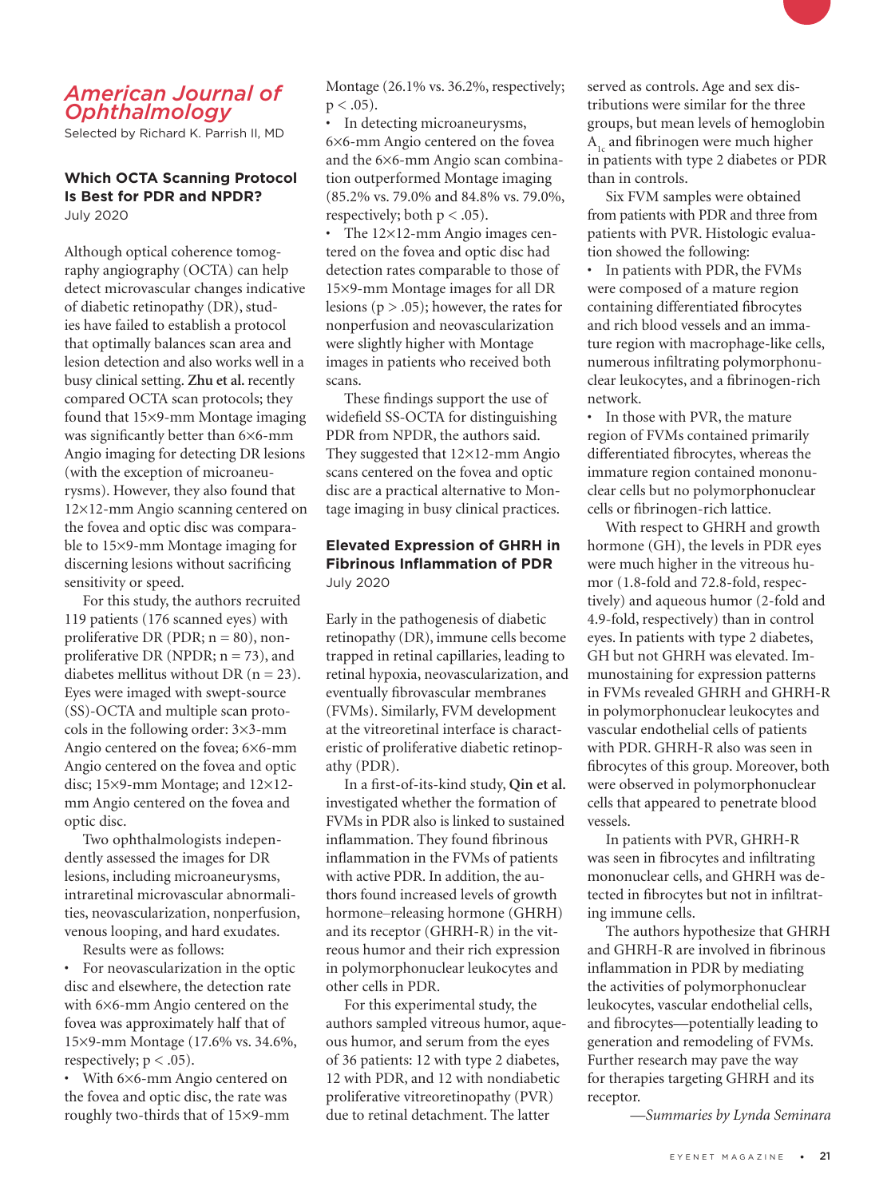## American Journal of Ophthalmology

Selected by Richard K. Parrish II, MD

### Which OCTA Scanning Protocol Is Best for PDR and NPDR?

July 2020

Although optical coherence tomography angiography (OCTA) can help detect microvascular changes indicative of diabetic retinopathy (DR), studies have failed to establish a protocol that optimally balances scan area and lesion detection and also works well in a busy clinical setting. **Zhu et al.** recently compared OCTA scan protocols; they found that 15×9-mm Montage imaging was significantly better than 6×6-mm Angio imaging for detecting DR lesions (with the exception of microaneurysms). However, they also found that 12×12-mm Angio scanning centered on the fovea and optic disc was comparable to 15×9-mm Montage imaging for discerning lesions without sacrificing sensitivity or speed.

For this study, the authors recruited 119 patients (176 scanned eyes) with proliferative DR (PDR; n = 80), nonproliferative DR (NPDR; n = 73), and diabetes mellitus without DR (n = 23). Eyes were imaged with swept-source (SS)-OCTA and multiple scan protocols in the following order: 3×3-mm Angio centered on the fovea; 6×6-mm Angio centered on the fovea and optic disc; 15×9-mm Montage; and 12×12-mm Angio centered on the fovea and optic disc.

Two ophthalmologists independently assessed the images for DR lesions, including microaneurysms, intraretinal microvascular abnormalities, neovascularization, nonperfusion, venous looping, and hard exudates.

Results were as follows:

- For neovascularization in the optic disc and elsewhere, the detection rate with 6×6-mm Angio centered on the fovea was approximately half that of 15×9-mm Montage (17.6% vs. 34.6%, respectively; $p < .05$).
- With 6×6-mm Angio centered on the fovea and optic disc, the rate was roughly two-thirds that of 15×9-mm Montage (26.1% vs. 36.2%, respectively; $p < .05$).
- In detecting microaneurysms, 6×6-mm Angio centered on the fovea and the 6×6-mm Angio scan combination outperformed Montage imaging (85.2% vs. 79.0% and 84.8% vs. 79.0%, respectively; both $p < .05$).
- The 12×12-mm Angio images centered on the fovea and optic disc had detection rates comparable to those of 15×9-mm Montage images for all DR lesions ($p > .05$); however, the rates for nonperfusion and neovascularization were slightly higher with Montage images in patients who received both scans.

These findings support the use of widefield SS-OCTA for distinguishing PDR from NPDR, the authors said. They suggested that 12×12-mm Angio scans centered on the fovea and optic disc are a practical alternative to Montage imaging in busy clinical practices.

### Elevated Expression of GHRH in Fibrinous Inflammation of PDR

July 2020

Early in the pathogenesis of diabetic retinopathy (DR), immune cells become trapped in retinal capillaries, leading to retinal hypoxia, neovascularization, and eventually fibrovascular membranes (FVMs). Similarly, FVM development at the vitreoretinal interface is characteristic of proliferative diabetic retinopathy (PDR).

In a first-of-its-kind study, **Qin et al.** investigated whether the formation of FVMs in PDR also is linked to sustained inflammation. They found fibrinous inflammation in the FVMs of patients with active PDR. In addition, the authors found increased levels of growth hormone–releasing hormone (GHRH) and its receptor (GHRH-R) in the vitreous humor and their rich expression in polymorphonuclear leukocytes and other cells in PDR.

For this experimental study, the authors sampled vitreous humor, aqueous humor, and serum from the eyes of 36 patients: 12 with type 2 diabetes, 12 with PDR, and 12 with nondiabetic proliferative vitreoretinopathy (PVR) due to retinal detachment. The latter served as controls. Age and sex distributions were similar for the three groups, but mean levels of hemoglobin $A_{1c}$ and fibrinogen were much higher in patients with type 2 diabetes or PDR than in controls.

Six FVM samples were obtained from patients with PDR and three from patients with PVR. Histologic evaluation showed the following:

- In patients with PDR, the FVMs were composed of a mature region containing differentiated fibrocytes and rich blood vessels and an immature region with macrophage-like cells, numerous infiltrating polymorphonuclear leukocytes, and a fibrinogen-rich network.
- In those with PVR, the mature region of FVMs contained primarily differentiated fibrocytes, whereas the immature region contained mononuclear cells but no polymorphonuclear cells or fibrinogen-rich lattice.

With respect to GHRH and growth hormone (GH), the levels in PDR eyes were much higher in the vitreous humor (1.8-fold and 72.8-fold, respectively) and aqueous humor (2-fold and 4.9-fold, respectively) than in control eyes. In patients with type 2 diabetes, GH but not GHRH was elevated. Immunostaining for expression patterns in FVMs revealed GHRH and GHRH-R in polymorphonuclear leukocytes and vascular endothelial cells of patients with PDR. GHRH-R also was seen in fibrocytes of this group. Moreover, both were observed in polymorphonuclear cells that appeared to penetrate blood vessels.

In patients with PVR, GHRH-R was seen in fibrocytes and infiltrating mononuclear cells, and GHRH was detected in fibrocytes but not in infiltrating immune cells.

The authors hypothesize that GHRH and GHRH-R are involved in fibrinous inflammation in PDR by mediating the activities of polymorphonuclear leukocytes, vascular endothelial cells, and fibrocytes—potentially leading to generation and remodeling of FVMs. Further research may pave the way for therapies targeting GHRH and its receptor.

*—Summaries by Lynda Seminara*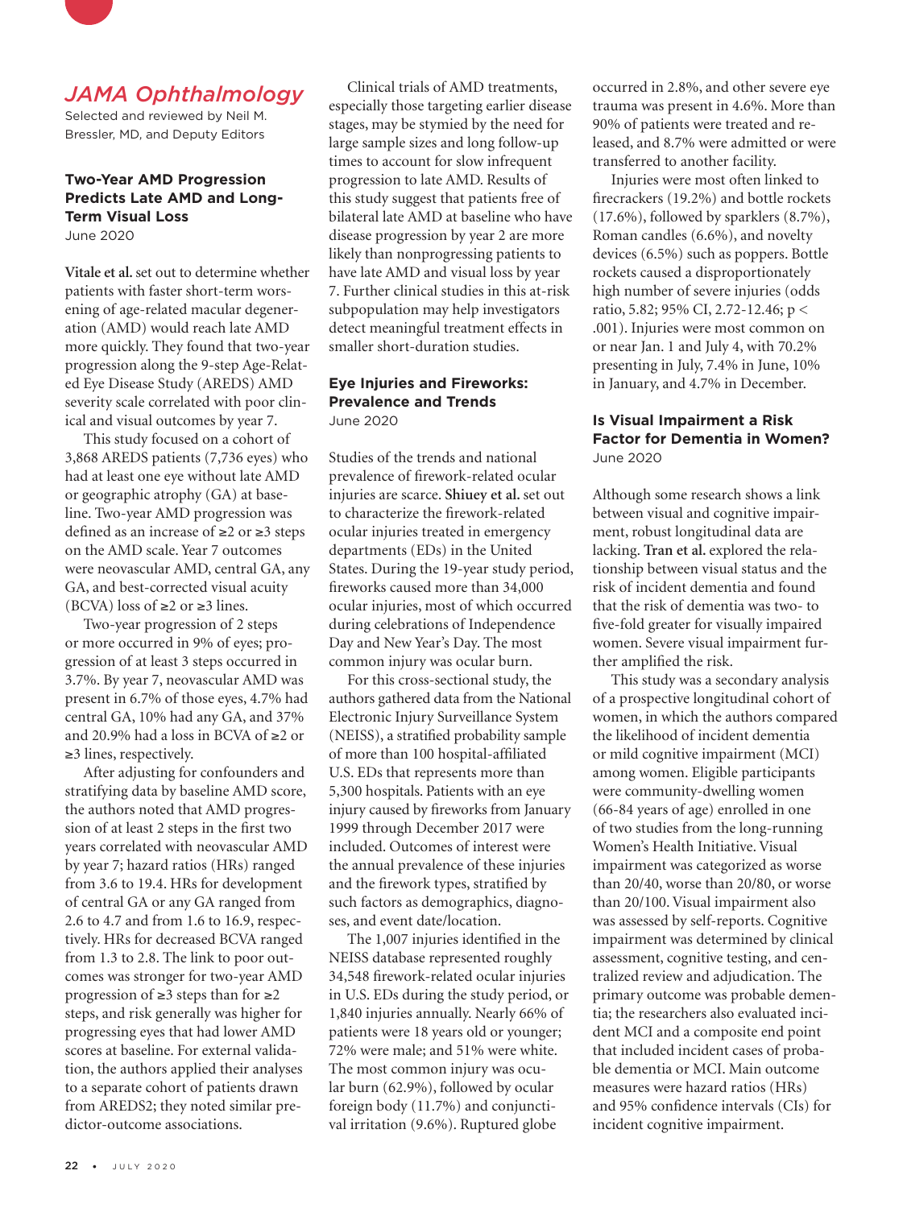# *JAMA Ophthalmology*

Selected and reviewed by Neil M. Bressler, MD, and Deputy Editors

## Two-Year AMD Progression Predicts Late AMD and Long-Term Visual Loss

June 2020

**Vitale et al.** set out to determine whether patients with faster short-term worsening of age-related macular degeneration (AMD) would reach late AMD more quickly. They found that two-year progression along the 9-step Age-Related Eye Disease Study (AREDS) AMD severity scale correlated with poor clinical and visual outcomes by year 7.

This study focused on a cohort of 3,868 AREDS patients (7,736 eyes) who had at least one eye without late AMD or geographic atrophy (GA) at baseline. Two-year AMD progression was defined as an increase of ≥2 or ≥3 steps on the AMD scale. Year 7 outcomes were neovascular AMD, central GA, any GA, and best-corrected visual acuity (BCVA) loss of ≥2 or ≥3 lines.

Two-year progression of 2 steps or more occurred in 9% of eyes; progression of at least 3 steps occurred in 3.7%. By year 7, neovascular AMD was present in 6.7% of those eyes, 4.7% had central GA, 10% had any GA, and 37% and 20.9% had a loss in BCVA of ≥2 or ≥3 lines, respectively.

After adjusting for confounders and stratifying data by baseline AMD score, the authors noted that AMD progression of at least 2 steps in the first two years correlated with neovascular AMD by year 7; hazard ratios (HRs) ranged from 3.6 to 19.4. HRs for development of central GA or any GA ranged from 2.6 to 4.7 and from 1.6 to 16.9, respectively. HRs for decreased BCVA ranged from 1.3 to 2.8. The link to poor outcomes was stronger for two-year AMD progression of ≥3 steps than for ≥2 steps, and risk generally was higher for progressing eyes that had lower AMD scores at baseline. For external validation, the authors applied their analyses to a separate cohort of patients drawn from AREDS2; they noted similar predictor-outcome associations.

Clinical trials of AMD treatments, especially those targeting earlier disease stages, may be stymied by the need for large sample sizes and long follow-up times to account for slow infrequent progression to late AMD. Results of this study suggest that patients free of bilateral late AMD at baseline who have disease progression by year 2 are more likely than nonprogressing patients to have late AMD and visual loss by year 7. Further clinical studies in this at-risk subpopulation may help investigators detect meaningful treatment effects in smaller short-duration studies.

## Eye Injuries and Fireworks: Prevalence and Trends

June 2020

Studies of the trends and national prevalence of firework-related ocular injuries are scarce. **Shiuey et al.** set out to characterize the firework-related ocular injuries treated in emergency departments (EDs) in the United States. During the 19-year study period, fireworks caused more than 34,000 ocular injuries, most of which occurred during celebrations of Independence Day and New Year's Day. The most common injury was ocular burn.

For this cross-sectional study, the authors gathered data from the National Electronic Injury Surveillance System (NEISS), a stratified probability sample of more than 100 hospital-affiliated U.S. EDs that represents more than 5,300 hospitals. Patients with an eye injury caused by fireworks from January 1999 through December 2017 were included. Outcomes of interest were the annual prevalence of these injuries and the firework types, stratified by such factors as demographics, diagnoses, and event date/location.

The 1,007 injuries identified in the NEISS database represented roughly 34,548 firework-related ocular injuries in U.S. EDs during the study period, or 1,840 injuries annually. Nearly 66% of patients were 18 years old or younger; 72% were male; and 51% were white. The most common injury was ocular burn (62.9%), followed by ocular foreign body (11.7%) and conjunctival irritation (9.6%). Ruptured globe occurred in 2.8%, and other severe eye trauma was present in 4.6%. More than 90% of patients were treated and released, and 8.7% were admitted or were transferred to another facility.

Injuries were most often linked to firecrackers (19.2%) and bottle rockets (17.6%), followed by sparklers (8.7%), Roman candles (6.6%), and novelty devices (6.5%) such as poppers. Bottle rockets caused a disproportionately high number of severe injuries (odds ratio, 5.82; 95% CI, 2.72-12.46; $p < .001$). Injuries were most common on or near Jan. 1 and July 4, with 70.2% presenting in July, 7.4% in June, 10% in January, and 4.7% in December.

## Is Visual Impairment a Risk Factor for Dementia in Women?

June 2020

Although some research shows a link between visual and cognitive impairment, robust longitudinal data are lacking. **Tran et al.** explored the relationship between visual status and the risk of incident dementia and found that the risk of dementia was two- to five-fold greater for visually impaired women. Severe visual impairment further amplified the risk.

This study was a secondary analysis of a prospective longitudinal cohort of women, in which the authors compared the likelihood of incident dementia or mild cognitive impairment (MCI) among women. Eligible participants were community-dwelling women (66-84 years of age) enrolled in one of two studies from the long-running Women's Health Initiative. Visual impairment was categorized as worse than 20/40, worse than 20/80, or worse than 20/100. Visual impairment also was assessed by self-reports. Cognitive impairment was determined by clinical assessment, cognitive testing, and centralized review and adjudication. The primary outcome was probable dementia; the researchers also evaluated incident MCI and a composite end point that included incident cases of probable dementia or MCI. Main outcome measures were hazard ratios (HRs) and 95% confidence intervals (CIs) for incident cognitive impairment.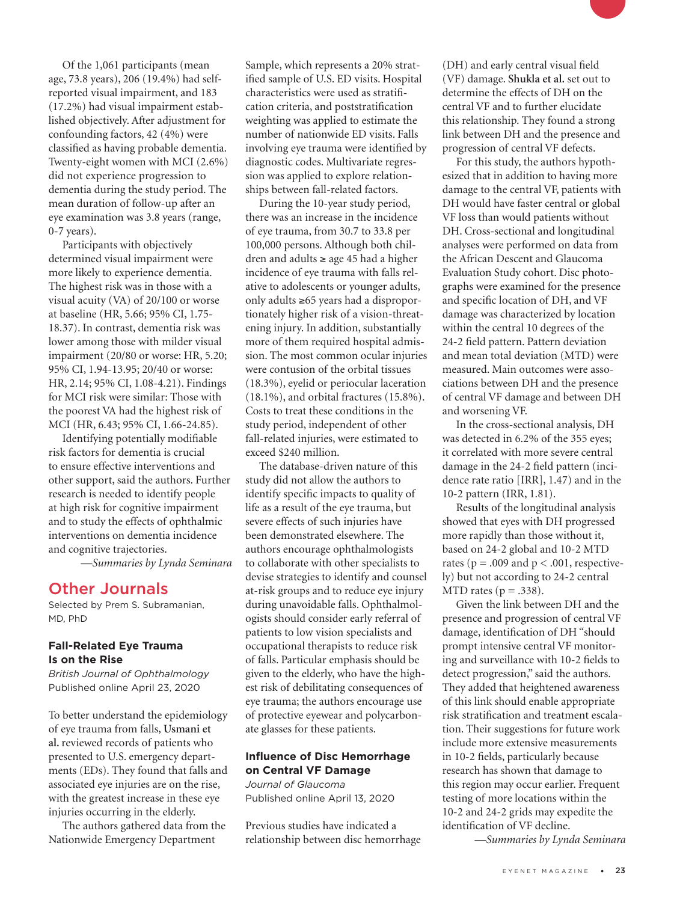Of the 1,061 participants (mean age, 73.8 years), 206 (19.4%) had self-reported visual impairment, and 183 (17.2%) had visual impairment established objectively. After adjustment for confounding factors, 42 (4%) were classified as having probable dementia. Twenty-eight women with MCI (2.6%) did not experience progression to dementia during the study period. The mean duration of follow-up after an eye examination was 3.8 years (range, 0-7 years).

Participants with objectively determined visual impairment were more likely to experience dementia. The highest risk was in those with a visual acuity (VA) of 20/100 or worse at baseline (HR, 5.66; 95% CI, 1.75-18.37). In contrast, dementia risk was lower among those with milder visual impairment (20/80 or worse: HR, 5.20; 95% CI, 1.94-13.95; 20/40 or worse: HR, 2.14; 95% CI, 1.08-4.21). Findings for MCI risk were similar: Those with the poorest VA had the highest risk of MCI (HR, 6.43; 95% CI, 1.66-24.85).

Identifying potentially modifiable risk factors for dementia is crucial to ensure effective interventions and other support, said the authors. Further research is needed to identify people at high risk for cognitive impairment and to study the effects of ophthalmic interventions on dementia incidence and cognitive trajectories.

*—Summaries by Lynda Seminara*

## Other Journals

Selected by Prem S. Subramanian, MD, PhD

### Fall-Related Eye Trauma Is on the Rise

*British Journal of Ophthalmology*
Published online April 23, 2020

To better understand the epidemiology of eye trauma from falls, **Usmani et al.** reviewed records of patients who presented to U.S. emergency departments (EDs). They found that falls and associated eye injuries are on the rise, with the greatest increase in these eye injuries occurring in the elderly.

The authors gathered data from the Nationwide Emergency Department Sample, which represents a 20% stratified sample of U.S. ED visits. Hospital characteristics were used as stratification criteria, and poststratification weighting was applied to estimate the number of nationwide ED visits. Falls involving eye trauma were identified by diagnostic codes. Multivariate regression was applied to explore relationships between fall-related factors.

During the 10-year study period, there was an increase in the incidence of eye trauma, from 30.7 to 33.8 per 100,000 persons. Although both children and adults ≥ age 45 had a higher incidence of eye trauma with falls relative to adolescents or younger adults, only adults ≥65 years had a disproportionately higher risk of a vision-threatening injury. In addition, substantially more of them required hospital admission. The most common ocular injuries were contusion of the orbital tissues (18.3%), eyelid or periocular laceration (18.1%), and orbital fractures (15.8%). Costs to treat these conditions in the study period, independent of other fall-related injuries, were estimated to exceed $240 million.

The database-driven nature of this study did not allow the authors to identify specific impacts to quality of life as a result of the eye trauma, but severe effects of such injuries have been demonstrated elsewhere. The authors encourage ophthalmologists to collaborate with other specialists to devise strategies to identify and counsel at-risk groups and to reduce eye injury during unavoidable falls. Ophthalmologists should consider early referral of patients to low vision specialists and occupational therapists to reduce risk of falls. Particular emphasis should be given to the elderly, who have the highest risk of debilitating consequences of eye trauma; the authors encourage use of protective eyewear and polycarbonate glasses for these patients.

### Influence of Disc Hemorrhage on Central VF Damage

*Journal of Glaucoma*
Published online April 13, 2020

Previous studies have indicated a relationship between disc hemorrhage (DH) and early central visual field (VF) damage. **Shukla et al.** set out to determine the effects of DH on the central VF and to further elucidate this relationship. They found a strong link between DH and the presence and progression of central VF defects.

For this study, the authors hypothesized that in addition to having more damage to the central VF, patients with DH would have faster central or global VF loss than would patients without DH. Cross-sectional and longitudinal analyses were performed on data from the African Descent and Glaucoma Evaluation Study cohort. Disc photographs were examined for the presence and specific location of DH, and VF damage was characterized by location within the central 10 degrees of the 24-2 field pattern. Pattern deviation and mean total deviation (MTD) were measured. Main outcomes were associations between DH and the presence of central VF damage and between DH and worsening VF.

In the cross-sectional analysis, DH was detected in 6.2% of the 355 eyes; it correlated with more severe central damage in the 24-2 field pattern (incidence rate ratio [IRR], 1.47) and in the 10-2 pattern (IRR, 1.81).

Results of the longitudinal analysis showed that eyes with DH progressed more rapidly than those without it, based on 24-2 global and 10-2 MTD rates ($p = .009$ and $p < .001$, respectively) but not according to 24-2 central MTD rates ($p = .338$).

Given the link between DH and the presence and progression of central VF damage, identification of DH "should prompt intensive central VF monitoring and surveillance with 10-2 fields to detect progression," said the authors. They added that heightened awareness of this link should enable appropriate risk stratification and treatment escalation. Their suggestions for future work include more extensive measurements in 10-2 fields, particularly because research has shown that damage to this region may occur earlier. Frequent testing of more locations within the 10-2 and 24-2 grids may expedite the identification of VF decline.

*—Summaries by Lynda Seminara*